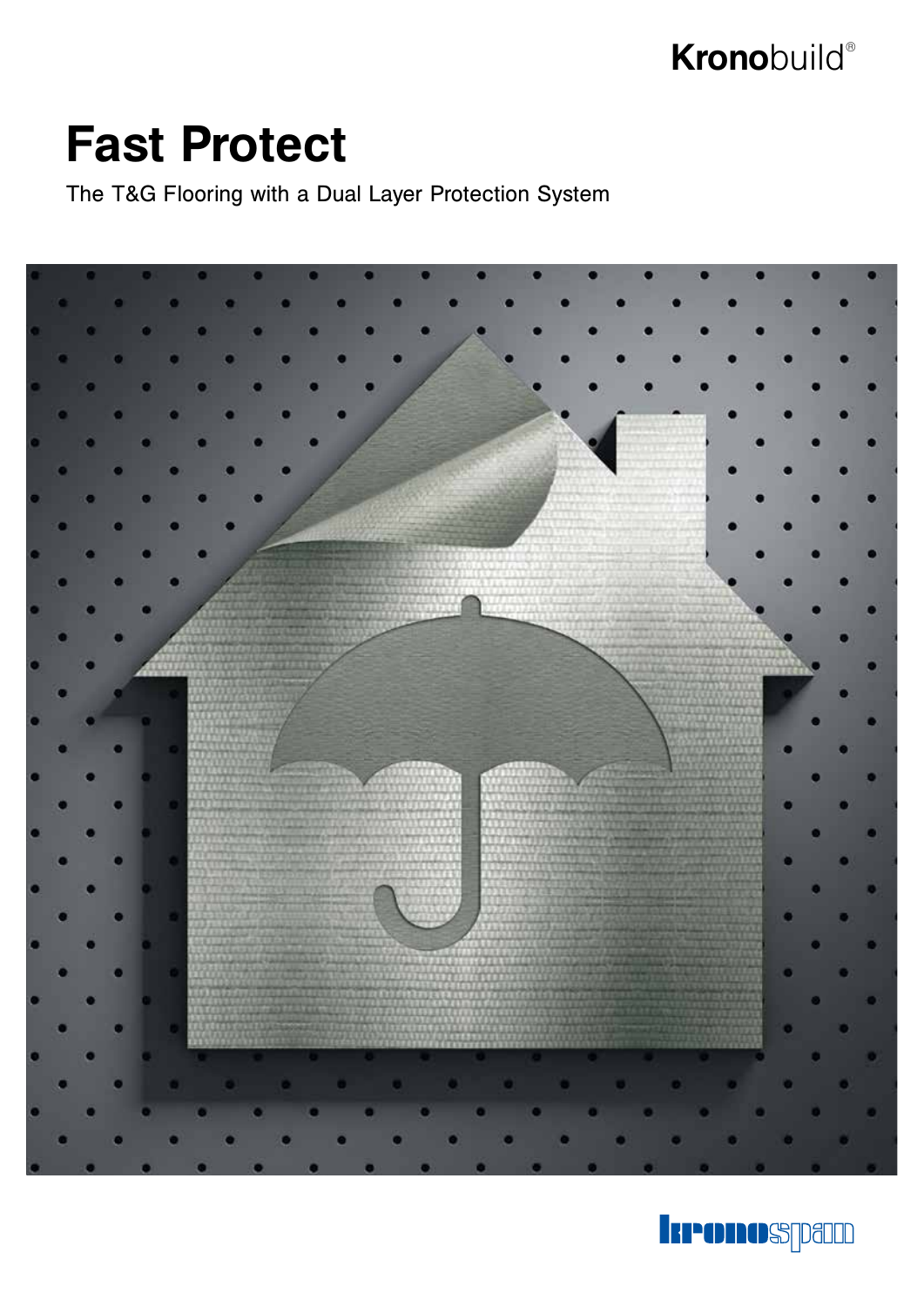Kronobuild®

# Fast Protect

The T&G Flooring with a Dual Layer Protection System

kronospan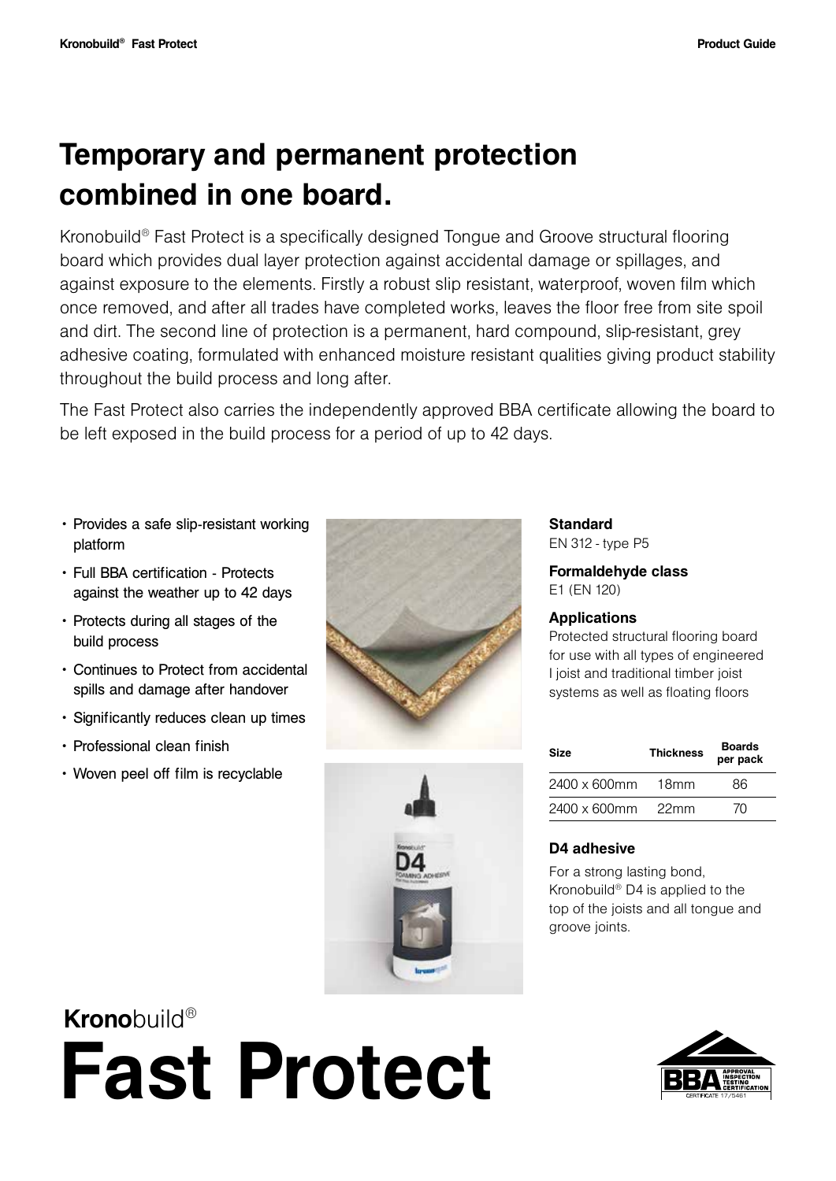# Temporary and permanent protection combined in one board.

Kronobuild® Fast Protect is a specifically designed Tongue and Groove structural flooring board which provides dual layer protection against accidental damage or spillages, and against exposure to the elements. Firstly a robust slip resistant, waterproof, woven film which once removed, and after all trades have completed works, leaves the floor free from site spoil and dirt. The second line of protection is a permanent, hard compound, slip-resistant, grey adhesive coating, formulated with enhanced moisture resistant qualities giving product stability throughout the build process and long after.

The Fast Protect also carries the independently approved BBA certificate allowing the board to be left exposed in the build process for a period of up to 42 days.

- Provides a safe slip-resistant working platform
- Full BBA certification - Protects against the weather up to 42 days
- Protects during all stages of the build process
- Continues to Protect from accidental spills and damage after handover
- Significantly reduces clean up times
- Professional clean finish
- Woven peel off film is recyclable

**Standard**
EN 312 - type P5

**Formaldehyde class**
E1 (EN 120)

**Applications**
Protected structural flooring board for use with all types of engineered I joist and traditional timber joist systems as well as floating floors

| Size | Thickness | Boards per pack |
| --- | --- | --- |
| 2400 x 600mm | 18mm | 86 |
| 2400 x 600mm | 22mm | 70 |

**D4 adhesive**

For a strong lasting bond, Kronobuild® D4 is applied to the top of the joists and all tongue and groove joints.

**Kronobuild®**
# Fast Protect

BBA APPROVAL INSPECTION TESTING CERTIFICATION
CERTIFICATE 17/5461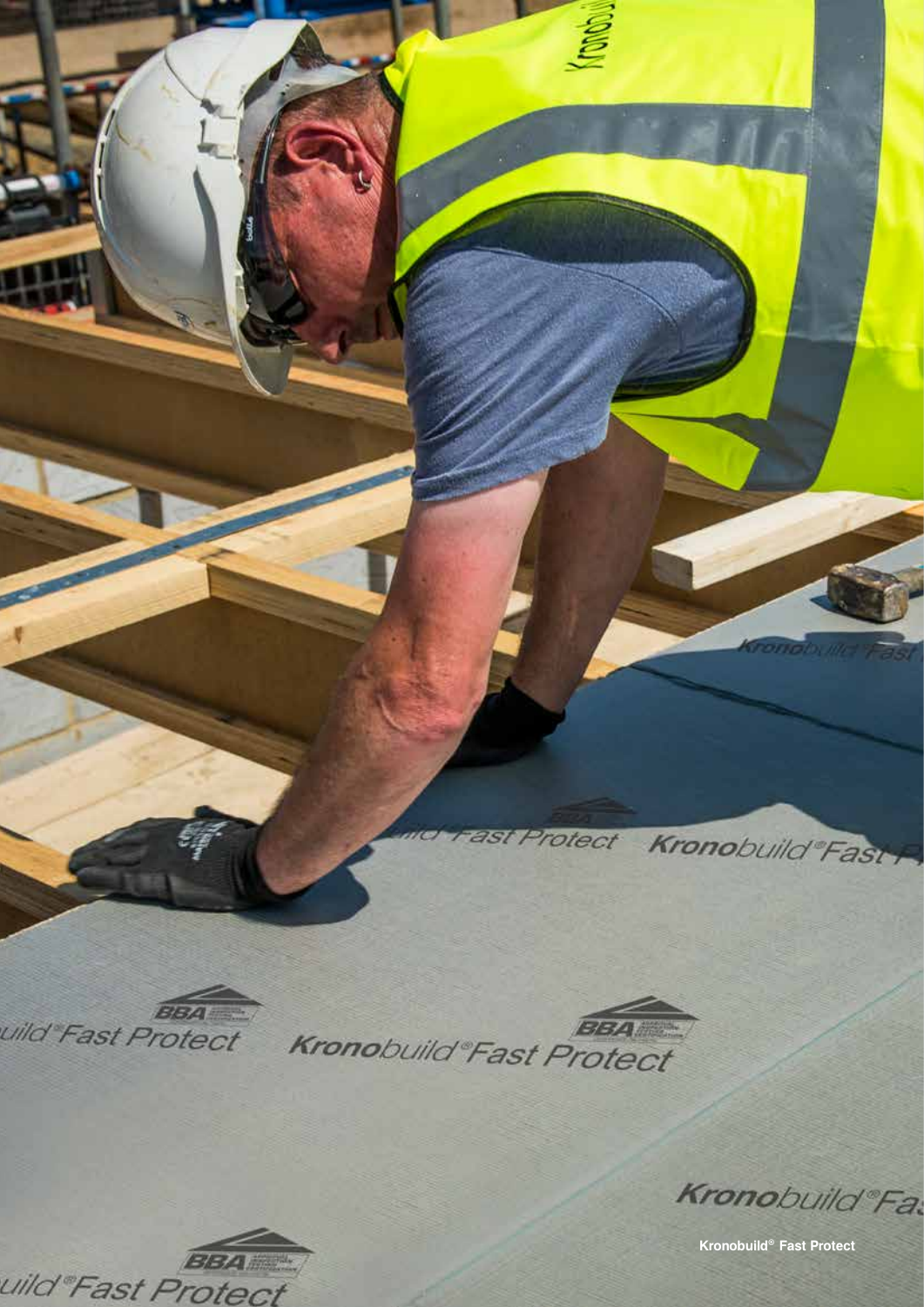Kronobuild® Fast Protect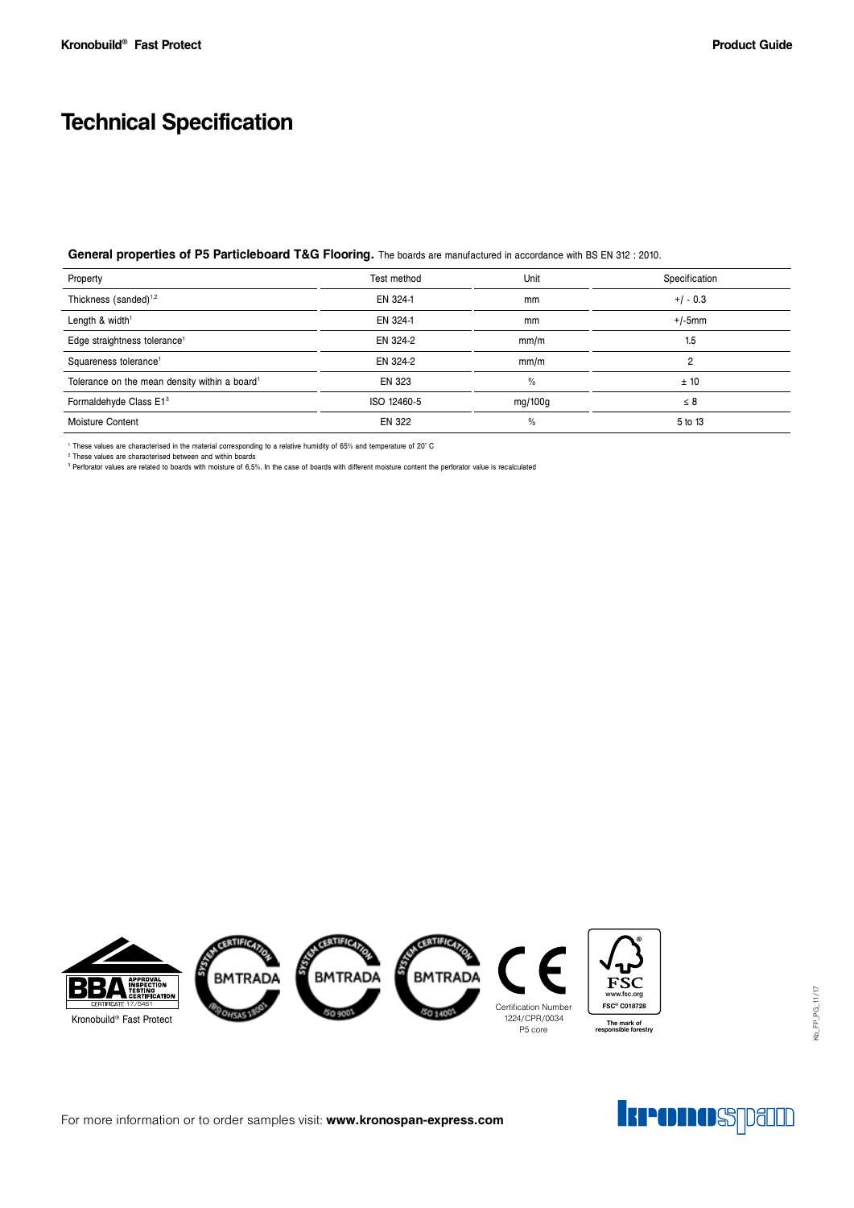# Technical Specification

**General properties of P5 Particleboard T&G Flooring.** The boards are manufactured in accordance with BS EN 312 : 2010.

| Property | Test method | Unit | Specification |
|---|---|---|---|
| Thickness (sanded)[1,2] | EN 324-1 | mm | +/ - 0.3 |
| Length & width[1] | EN 324-1 | mm | +/-5mm |
| Edge straightness tolerance[1] | EN 324-2 | mm/m | 1.5 |
| Squareness tolerance[1] | EN 324-2 | mm/m | 2 |
| Tolerance on the mean density within a board[1] | EN 323 | % | ± 10 |
| Formaldehyde Class E1[3] | ISO 12460-5 | mg/100g | ≤ 8 |
| Moisture Content | EN 322 | % | 5 to 13 |

[1] These values are characterised in the material corresponding to a relative humidity of 65% and temperature of 20° C

[2] These values are characterised between and within boards

[3] Perforator values are related to boards with moisture of 6,5%. In the case of boards with different moisture content the perforator value is recalculated

BBA APPROVAL INSPECTION TESTING CERTIFICATION CERTIFICATE 17/5461

Kronobuild® Fast Protect

BMTRADA SYSTEM CERTIFICATION (BS) OHSAS 18001

BMTRADA SYSTEM CERTIFICATION ISO 9001

BMTRADA SYSTEM CERTIFICATION ISO 14001

CE

Certification Number 1224/CPR/0034 P5 core

FSC www.fsc.org FSC® C018728

The mark of responsible forestry

For more information or to order samples visit: **www.kronospan-express.com**

kronospan